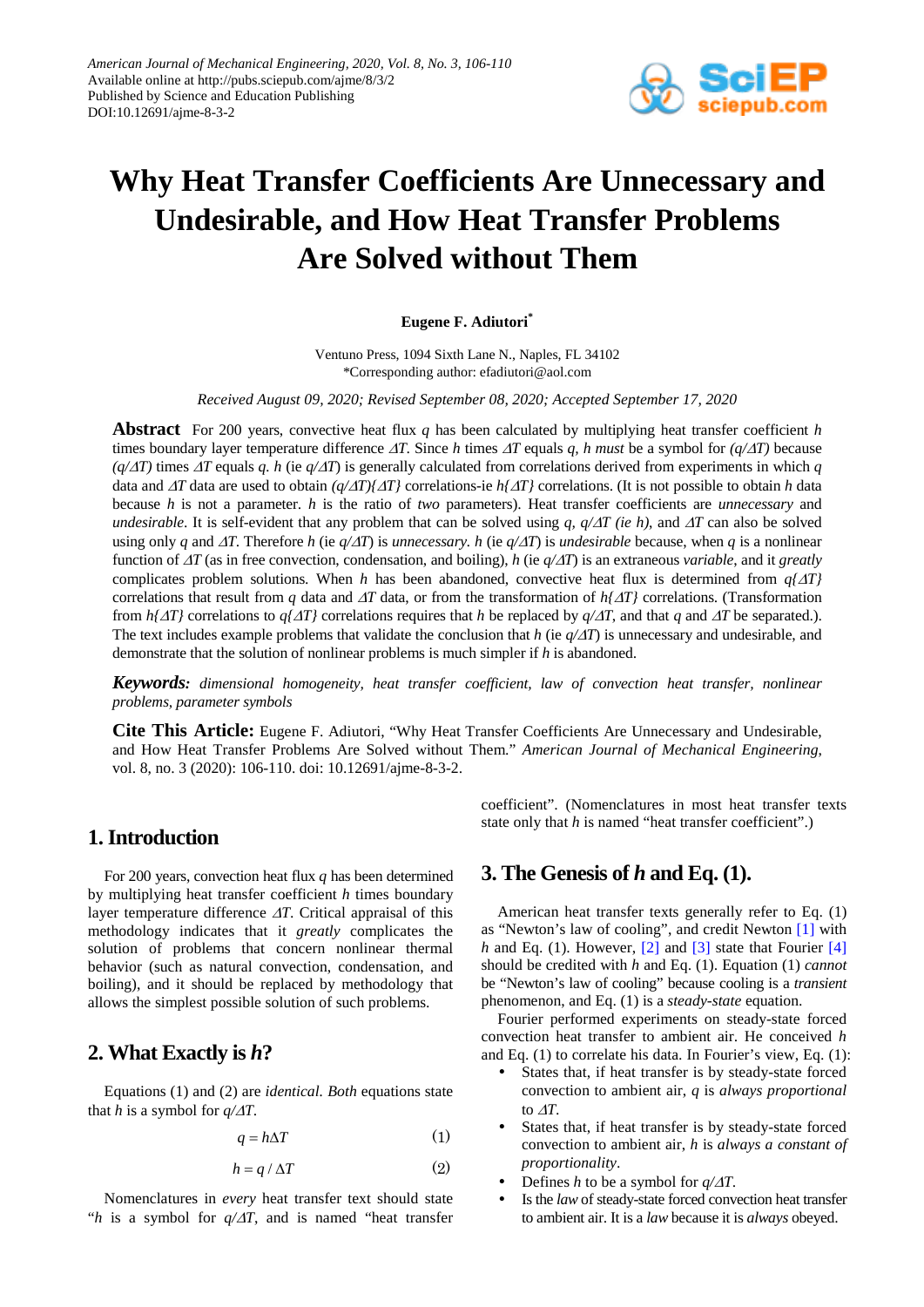# Why Heat Transfer Coefficients Are Unnecessary and Undesirable, and How Heat Transfer Problems Are Solved without Them

**Eugene F. Adiutori***

Ventuno Press, 1094 Sixth Lane N., Naples, FL 34102
*Corresponding author: efadiutori@aol.com

*Received August 09, 2020; Revised September 08, 2020; Accepted September 17, 2020*

**Abstract** For 200 years, convective heat flux $q$ has been calculated by multiplying heat transfer coefficient $h$ times boundary layer temperature difference $\Delta T$. Since $h$ times $\Delta T$ equals $q$, $h$ *must* be a symbol for $(q/\Delta T)$ because $(q/\Delta T)$ times $\Delta T$ equals $q$. $h$ (ie $q/\Delta T$) is generally calculated from correlations derived from experiments in which $q$ data and $\Delta T$ data are used to obtain $(q/\Delta T)\{\Delta T\}$ correlations-ie $h\{\Delta T\}$ correlations. (It is not possible to obtain $h$ data because $h$ is not a parameter. $h$ is the ratio of *two* parameters). Heat transfer coefficients are *unnecessary* and *undesirable*. It is self-evident that any problem that can be solved using $q$, $q/\Delta T$ *(ie h)*, and $\Delta T$ can also be solved using only $q$ and $\Delta T$. Therefore $h$ (ie $q/\Delta T$) is *unnecessary*. $h$ (ie $q/\Delta T$) is *undesirable* because, when $q$ is a nonlinear function of $\Delta T$ (as in free convection, condensation, and boiling), $h$ (ie $q/\Delta T$) is an extraneous *variable*, and it *greatly* complicates problem solutions. When $h$ has been abandoned, convective heat flux is determined from $q\{\Delta T\}$ correlations that result from $q$ data and $\Delta T$ data, or from the transformation of $h\{\Delta T\}$ correlations. (Transformation from $h\{\Delta T\}$ correlations to $q\{\Delta T\}$ correlations requires that $h$ be replaced by $q/\Delta T$, and that $q$ and $\Delta T$ be separated.). The text includes example problems that validate the conclusion that $h$ (ie $q/\Delta T$) is unnecessary and undesirable, and demonstrate that the solution of nonlinear problems is much simpler if $h$ is abandoned.

***Keywords:*** *dimensional homogeneity, heat transfer coefficient, law of convection heat transfer, nonlinear problems, parameter symbols*

**Cite This Article:** Eugene F. Adiutori, "Why Heat Transfer Coefficients Are Unnecessary and Undesirable, and How Heat Transfer Problems Are Solved without Them." *American Journal of Mechanical Engineering*, vol. 8, no. 3 (2020): 106-110. doi: 10.12691/ajme-8-3-2.

## 1. Introduction

For 200 years, convection heat flux $q$ has been determined by multiplying heat transfer coefficient $h$ times boundary layer temperature difference $\Delta T$. Critical appraisal of this methodology indicates that it *greatly* complicates the solution of problems that concern nonlinear thermal behavior (such as natural convection, condensation, and boiling), and it should be replaced by methodology that allows the simplest possible solution of such problems.

## 2. What Exactly is *h*?

Equations (1) and (2) are *identical*. *Both* equations state that $h$ is a symbol for $q/\Delta T$.

$$q = h\Delta T \tag{1}$$

$$h = q / \Delta T \tag{2}$$

Nomenclatures in *every* heat transfer text should state "$h$ is a symbol for $q/\Delta T$, and is named "heat transfer coefficient". (Nomenclatures in most heat transfer texts state only that $h$ is named "heat transfer coefficient".)

## 3. The Genesis of *h* and Eq. (1).

American heat transfer texts generally refer to Eq. (1) as "Newton's law of cooling", and credit Newton [1] with $h$ and Eq. (1). However, [2] and [3] state that Fourier [4] should be credited with $h$ and Eq. (1). Equation (1) *cannot* be "Newton's law of cooling" because cooling is a *transient* phenomenon, and Eq. (1) is a *steady-state* equation.

Fourier performed experiments on steady-state forced convection heat transfer to ambient air. He conceived $h$ and Eq. (1) to correlate his data. In Fourier's view, Eq. (1):

- States that, if heat transfer is by steady-state forced convection to ambient air, $q$ is *always proportional* to $\Delta T$.
- States that, if heat transfer is by steady-state forced convection to ambient air, $h$ is *always a constant of proportionality*.
- Defines $h$ to be a symbol for $q/\Delta T$.
- Is the *law* of steady-state forced convection heat transfer to ambient air. It is a *law* because it is *always* obeyed.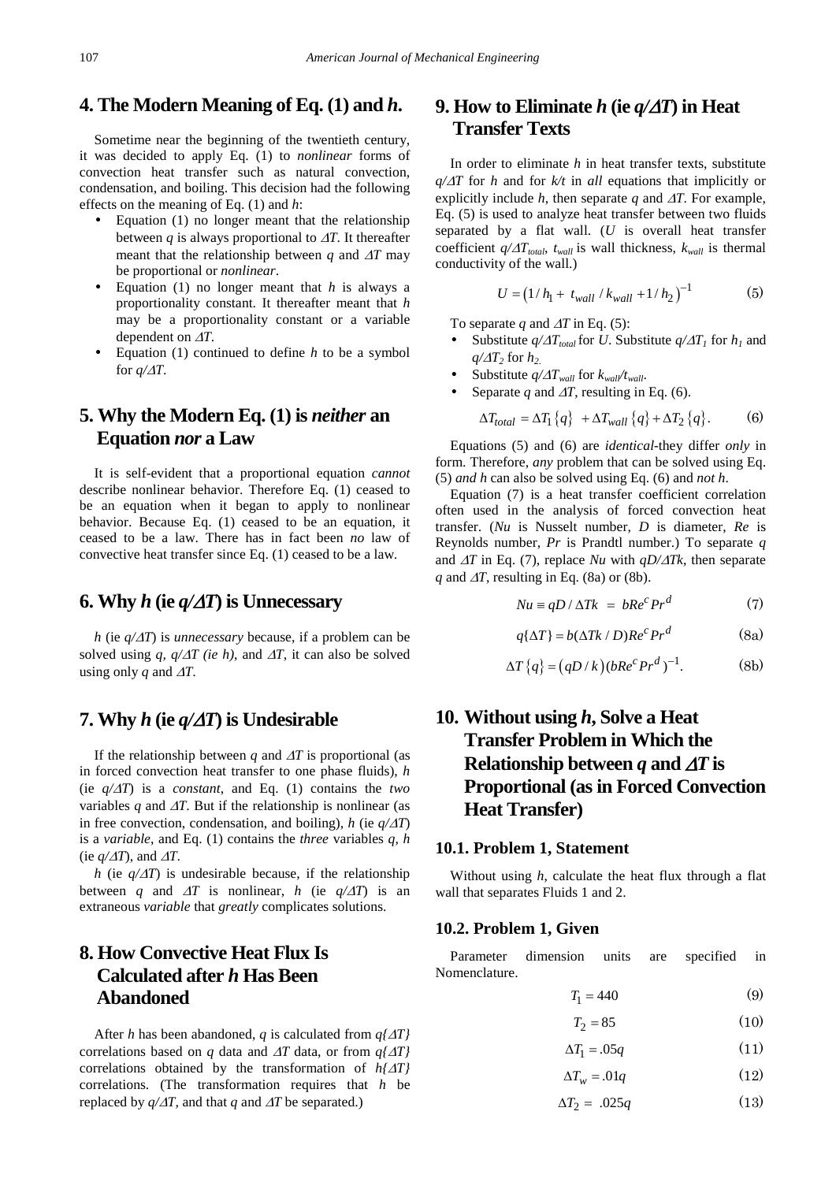## 4. The Modern Meaning of Eq. (1) and *h*.

Sometime near the beginning of the twentieth century, it was decided to apply Eq. (1) to *nonlinear* forms of convection heat transfer such as natural convection, condensation, and boiling. This decision had the following effects on the meaning of Eq. (1) and *h*:

- Equation (1) no longer meant that the relationship between *q* is always proportional to $\Delta T$. It thereafter meant that the relationship between *q* and $\Delta T$ may be proportional or *nonlinear*.
- Equation (1) no longer meant that *h* is always a proportionality constant. It thereafter meant that *h* may be a proportionality constant or a variable dependent on $\Delta T$.
- Equation (1) continued to define *h* to be a symbol for $q/\Delta T$.

## 5. Why the Modern Eq. (1) is *neither* an Equation *nor* a Law

It is self-evident that a proportional equation *cannot* describe nonlinear behavior. Therefore Eq. (1) ceased to be an equation when it began to apply to nonlinear behavior. Because Eq. (1) ceased to be an equation, it ceased to be a law. There has in fact been *no* law of convective heat transfer since Eq. (1) ceased to be a law.

## 6. Why *h* (ie $q/\Delta T$) is Unnecessary

*h* (ie $q/\Delta T$) is *unnecessary* because, if a problem can be solved using *q*, $q/\Delta T$ *(ie h)*, and $\Delta T$, it can also be solved using only *q* and $\Delta T$.

## 7. Why *h* (ie $q/\Delta T$) is Undesirable

If the relationship between *q* and $\Delta T$ is proportional (as in forced convection heat transfer to one phase fluids), *h* (ie $q/\Delta T$) is a *constant*, and Eq. (1) contains the *two* variables *q* and $\Delta T$. But if the relationship is nonlinear (as in free convection, condensation, and boiling), *h* (ie $q/\Delta T$) is a *variable*, and Eq. (1) contains the *three* variables *q*, *h* (ie $q/\Delta T$), and $\Delta T$.

*h* (ie $q/\Delta T$) is undesirable because, if the relationship between *q* and $\Delta T$ is nonlinear, *h* (ie $q/\Delta T$) is an extraneous *variable* that *greatly* complicates solutions.

## 8. How Convective Heat Flux Is Calculated after *h* Has Been Abandoned

After *h* has been abandoned, *q* is calculated from $q\{\Delta T\}$ correlations based on *q* data and $\Delta T$ data, or from $q\{\Delta T\}$ correlations obtained by the transformation of $h\{\Delta T\}$ correlations. (The transformation requires that *h* be replaced by $q/\Delta T$, and that *q* and $\Delta T$ be separated.)

## 9. How to Eliminate *h* (ie $q/\Delta T$) in Heat Transfer Texts

In order to eliminate *h* in heat transfer texts, substitute $q/\Delta T$ for *h* and for *k/t* in *all* equations that implicitly or explicitly include *h*, then separate *q* and $\Delta T$. For example, Eq. (5) is used to analyze heat transfer between two fluids separated by a flat wall. (*U* is overall heat transfer coefficient $q/\Delta T_{total}$, $t_{wall}$ is wall thickness, $k_{wall}$ is thermal conductivity of the wall.)

$$U = \left(1/h_1 + t_{wall}/k_{wall} + 1/h_2\right)^{-1} \tag{5}$$

To separate *q* and $\Delta T$ in Eq. (5):

- Substitute $q/\Delta T_{total}$ for *U*. Substitute $q/\Delta T_1$ for $h_1$ and $q/\Delta T_2$ for $h_2$.
- Substitute $q/\Delta T_{wall}$ for $k_{wall}/t_{wall}$.
- Separate *q* and $\Delta T$, resulting in Eq. (6).

$$\Delta T_{total} = \Delta T_1\{q\} + \Delta T_{wall}\{q\} + \Delta T_2\{q\}. \tag{6}$$

Equations (5) and (6) are *identical*-they differ *only* in form. Therefore, *any* problem that can be solved using Eq. (5) *and h* can also be solved using Eq. (6) and *not h*.

Equation (7) is a heat transfer coefficient correlation often used in the analysis of forced convection heat transfer. (*Nu* is Nusselt number, *D* is diameter, *Re* is Reynolds number, *Pr* is Prandtl number.) To separate *q* and $\Delta T$ in Eq. (7), replace *Nu* with $qD/\Delta Tk$, then separate *q* and $\Delta T$, resulting in Eq. (8a) or (8b).

$$Nu \equiv qD/\Delta Tk = bRe^c Pr^d \tag{7}$$

$$q\{\Delta T\} = b(\Delta Tk/D)Re^c Pr^d \tag{8a}$$

$$\Delta T\{q\} = \left(qD/k\right)\left(bRe^c Pr^d\right)^{-1}. \tag{8b}$$

## 10. Without using *h*, Solve a Heat Transfer Problem in Which the Relationship between *q* and $\Delta T$ is Proportional (as in Forced Convection Heat Transfer)

### 10.1. Problem 1, Statement

Without using *h*, calculate the heat flux through a flat wall that separates Fluids 1 and 2.

### 10.2. Problem 1, Given

Parameter dimension units are specified in Nomenclature.

$$T_1 = 440 \tag{9}$$

$$T_2 = 85 \tag{10}$$

$$\Delta T_1 = .05q \tag{11}$$

$$\Delta T_w = .01q \tag{12}$$

$$\Delta T_2 = .025q \tag{13}$$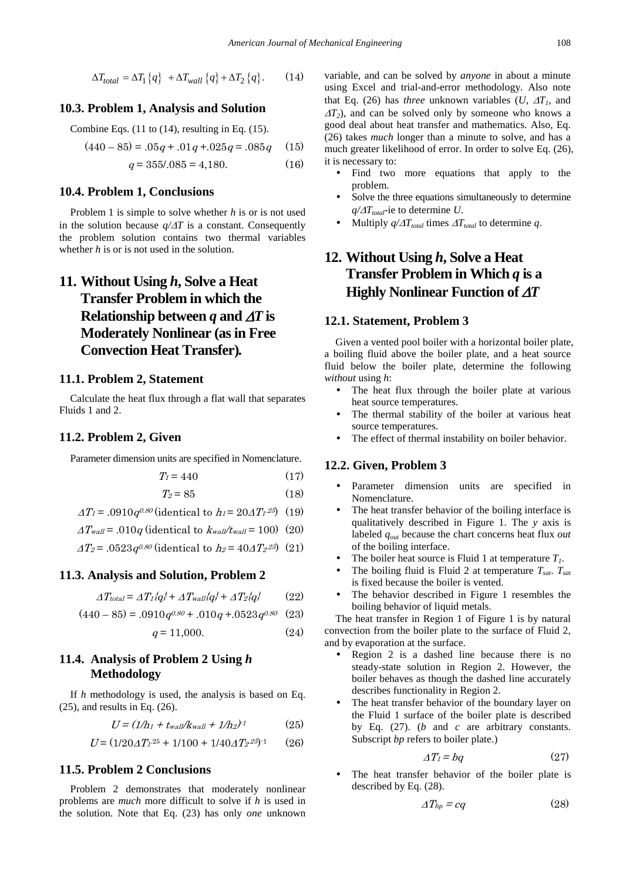$$\Delta T_{total} = \Delta T_1\{q\} + \Delta T_{wall}\{q\} + \Delta T_2\{q\}. \quad (14)$$

### 10.3. Problem 1, Analysis and Solution

Combine Eqs. (11 to (14), resulting in Eq. (15).

$$(440 - 85) = .05q + .01q + .025q = .085q \quad (15)$$

$$q = 355/.085 = 4{,}180. \quad (16)$$

### 10.4. Problem 1, Conclusions

Problem 1 is simple to solve whether *h* is or is not used in the solution because $q/\Delta T$ is a constant. Consequently the problem solution contains two thermal variables whether *h* is or is not used in the solution.

## 11. Without Using *h*, Solve a Heat Transfer Problem in which the Relationship between *q* and $\Delta T$ is Moderately Nonlinear (as in Free Convection Heat Transfer).

### 11.1. Problem 2, Statement

Calculate the heat flux through a flat wall that separates Fluids 1 and 2.

### 11.2. Problem 2, Given

Parameter dimension units are specified in Nomenclature.

$$T_1 = 440 \quad (17)$$

$$T_2 = 85 \quad (18)$$

$$\Delta T_1 = .0910q^{0.80} \text{ (identical to } h_1 = 20\Delta T_1^{.25}) \quad (19)$$

$$\Delta T_{wall} = .010q \text{ (identical to } k_{wall}/t_{wall} = 100) \quad (20)$$

$$\Delta T_2 = .0523q^{0.80} \text{ (identical to } h_2 = 40\Delta T_2^{.25}) \quad (21)$$

### 11.3. Analysis and Solution, Problem 2

$$\Delta T_{total} = \Delta T_1\{q\} + \Delta T_{wall}\{q\} + \Delta T_2\{q\} \quad (22)$$

$$(440 - 85) = .0910q^{0.80} + .010q + .0523q^{0.80} \quad (23)$$

$$q = 11{,}000. \quad (24)$$

### 11.4. Analysis of Problem 2 Using *h* Methodology

If *h* methodology is used, the analysis is based on Eq. (25), and results in Eq. (26).

$$U = (1/h_1 + t_{wall}/k_{wall} + 1/h_2)^{-1} \quad (25)$$

$$U = (1/20\Delta T_1^{.25} + 1/100 + 1/40\Delta T_2^{.25})^{-1} \quad (26)$$

### 11.5. Problem 2 Conclusions

Problem 2 demonstrates that moderately nonlinear problems are *much* more difficult to solve if *h* is used in the solution. Note that Eq. (23) has only *one* unknown variable, and can be solved by *anyone* in about a minute using Excel and trial-and-error methodology. Also note that Eq. (26) has *three* unknown variables (*U*, $\Delta T_1$, and $\Delta T_2$), and can be solved only by someone who knows a good deal about heat transfer and mathematics. Also, Eq. (26) takes *much* longer than a minute to solve, and has a much greater likelihood of error. In order to solve Eq. (26), it is necessary to:

- Find two more equations that apply to the problem.
- Solve the three equations simultaneously to determine $q/\Delta T_{total}$-ie to determine *U*.
- Multiply $q/\Delta T_{total}$ times $\Delta T_{total}$ to determine *q*.

## 12. Without Using *h*, Solve a Heat Transfer Problem in Which *q* is a Highly Nonlinear Function of $\Delta T$

### 12.1. Statement, Problem 3

Given a vented pool boiler with a horizontal boiler plate, a boiling fluid above the boiler plate, and a heat source fluid below the boiler plate, determine the following *without* using *h*:

- The heat flux through the boiler plate at various heat source temperatures.
- The thermal stability of the boiler at various heat source temperatures.
- The effect of thermal instability on boiler behavior.

### 12.2. Given, Problem 3

- Parameter dimension units are specified in Nomenclature.
- The heat transfer behavior of the boiling interface is qualitatively described in Figure 1. The *y* axis is labeled $q_{out}$ because the chart concerns heat flux *out* of the boiling interface.
- The boiler heat source is Fluid 1 at temperature $T_1$.
- The boiling fluid is Fluid 2 at temperature $T_{sat}$. $T_{sat}$ is fixed because the boiler is vented.
- The behavior described in Figure 1 resembles the boiling behavior of liquid metals.

The heat transfer in Region 1 of Figure 1 is by natural convection from the boiler plate to the surface of Fluid 2, and by evaporation at the surface.

- Region 2 is a dashed line because there is no steady-state solution in Region 2. However, the boiler behaves as though the dashed line accurately describes functionality in Region 2.
- The heat transfer behavior of the boundary layer on the Fluid 1 surface of the boiler plate is described by Eq. (27). (*b* and *c* are arbitrary constants. Subscript *bp* refers to boiler plate.)

$$\Delta T_1 = bq \quad (27)$$

- The heat transfer behavior of the boiler plate is described by Eq. (28).

$$\Delta T_{bp} = cq \quad (28)$$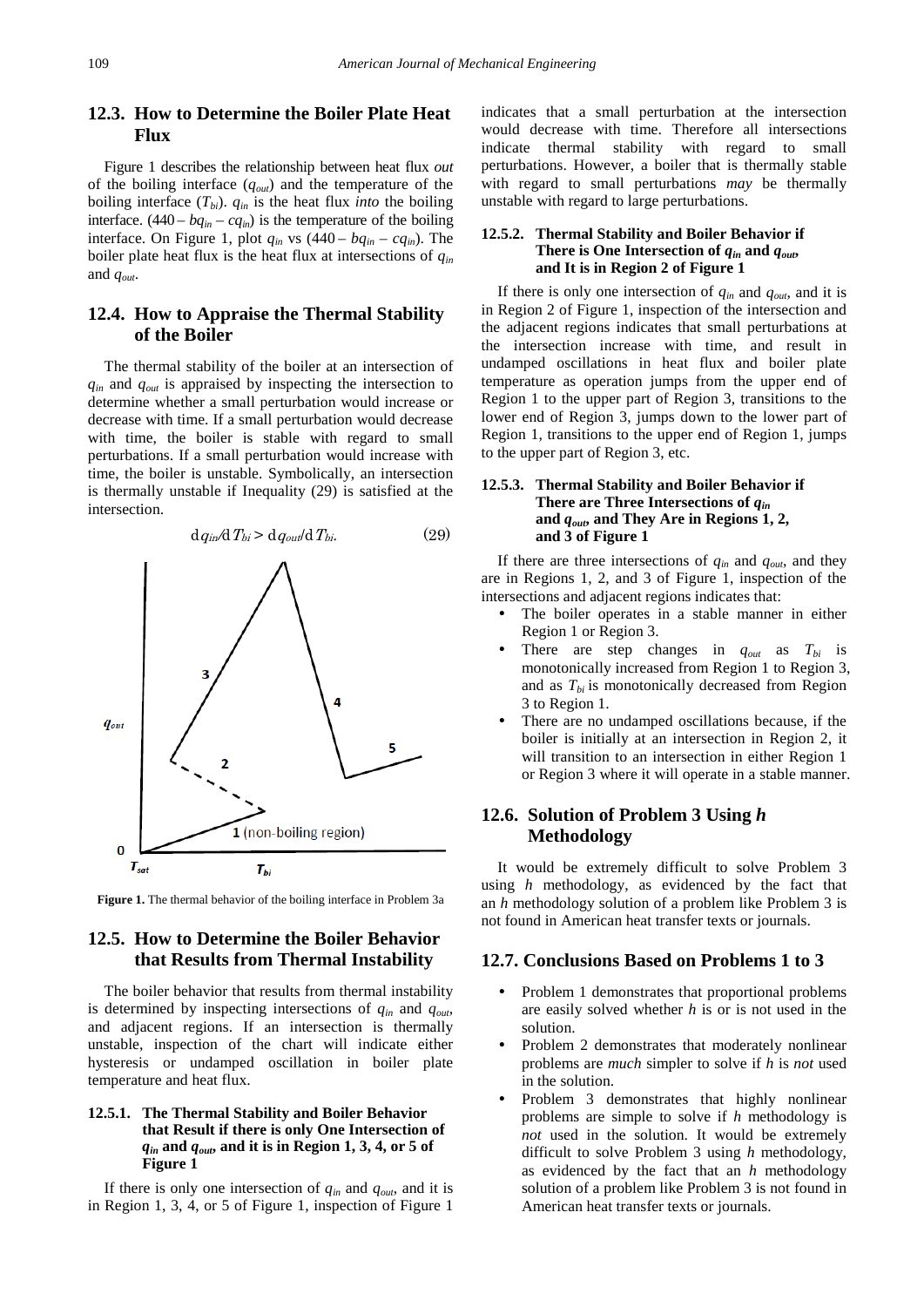## 12.3. How to Determine the Boiler Plate Heat Flux

Figure 1 describes the relationship between heat flux *out* of the boiling interface ($q_{out}$) and the temperature of the boiling interface ($T_{bi}$). $q_{in}$ is the heat flux *into* the boiling interface. $(440 - bq_{in} - cq_{in})$ is the temperature of the boiling interface. On Figure 1, plot $q_{in}$ vs $(440 - bq_{in} - cq_{in})$. The boiler plate heat flux is the heat flux at intersections of $q_{in}$ and $q_{out}$.

## 12.4. How to Appraise the Thermal Stability of the Boiler

The thermal stability of the boiler at an intersection of $q_{in}$ and $q_{out}$ is appraised by inspecting the intersection to determine whether a small perturbation would increase or decrease with time. If a small perturbation would decrease with time, the boiler is stable with regard to small perturbations. If a small perturbation would increase with time, the boiler is unstable. Symbolically, an intersection is thermally unstable if Inequality (29) is satisfied at the intersection.

$$\mathrm{d}q_{in}/\mathrm{d}T_{bi} > \mathrm{d}q_{out}/\mathrm{d}T_{bi}. \quad (29)$$

**Figure 1.** The thermal behavior of the boiling interface in Problem 3a

## 12.5. How to Determine the Boiler Behavior that Results from Thermal Instability

The boiler behavior that results from thermal instability is determined by inspecting intersections of $q_{in}$ and $q_{out}$, and adjacent regions. If an intersection is thermally unstable, inspection of the chart will indicate either hysteresis or undamped oscillation in boiler plate temperature and heat flux.

### 12.5.1. The Thermal Stability and Boiler Behavior that Result if there is only One Intersection of $q_{in}$ and $q_{out}$, and it is in Region 1, 3, 4, or 5 of Figure 1

If there is only one intersection of $q_{in}$ and $q_{out}$, and it is in Region 1, 3, 4, or 5 of Figure 1, inspection of Figure 1 indicates that a small perturbation at the intersection would decrease with time. Therefore all intersections indicate thermal stability with regard to small perturbations. However, a boiler that is thermally stable with regard to small perturbations *may* be thermally unstable with regard to large perturbations.

### 12.5.2. Thermal Stability and Boiler Behavior if There is One Intersection of $q_{in}$ and $q_{out}$, and It is in Region 2 of Figure 1

If there is only one intersection of $q_{in}$ and $q_{out}$, and it is in Region 2 of Figure 1, inspection of the intersection and the adjacent regions indicates that small perturbations at the intersection increase with time, and result in undamped oscillations in heat flux and boiler plate temperature as operation jumps from the upper end of Region 1 to the upper part of Region 3, transitions to the lower end of Region 3, jumps down to the lower part of Region 1, transitions to the upper end of Region 1, jumps to the upper part of Region 3, etc.

### 12.5.3. Thermal Stability and Boiler Behavior if There are Three Intersections of $q_{in}$ and $q_{out}$, and They Are in Regions 1, 2, and 3 of Figure 1

If there are three intersections of $q_{in}$ and $q_{out}$, and they are in Regions 1, 2, and 3 of Figure 1, inspection of the intersections and adjacent regions indicates that:

- The boiler operates in a stable manner in either Region 1 or Region 3.
- There are step changes in $q_{out}$ as $T_{bi}$ is monotonically increased from Region 1 to Region 3, and as $T_{bi}$ is monotonically decreased from Region 3 to Region 1.
- There are no undamped oscillations because, if the boiler is initially at an intersection in Region 2, it will transition to an intersection in either Region 1 or Region 3 where it will operate in a stable manner.

## 12.6. Solution of Problem 3 Using *h* Methodology

It would be extremely difficult to solve Problem 3 using *h* methodology, as evidenced by the fact that an *h* methodology solution of a problem like Problem 3 is not found in American heat transfer texts or journals.

## 12.7. Conclusions Based on Problems 1 to 3

- Problem 1 demonstrates that proportional problems are easily solved whether *h* is or is not used in the solution.
- Problem 2 demonstrates that moderately nonlinear problems are *much* simpler to solve if *h* is *not* used in the solution.
- Problem 3 demonstrates that highly nonlinear problems are simple to solve if *h* methodology is *not* used in the solution. It would be extremely difficult to solve Problem 3 using *h* methodology, as evidenced by the fact that an *h* methodology solution of a problem like Problem 3 is not found in American heat transfer texts or journals.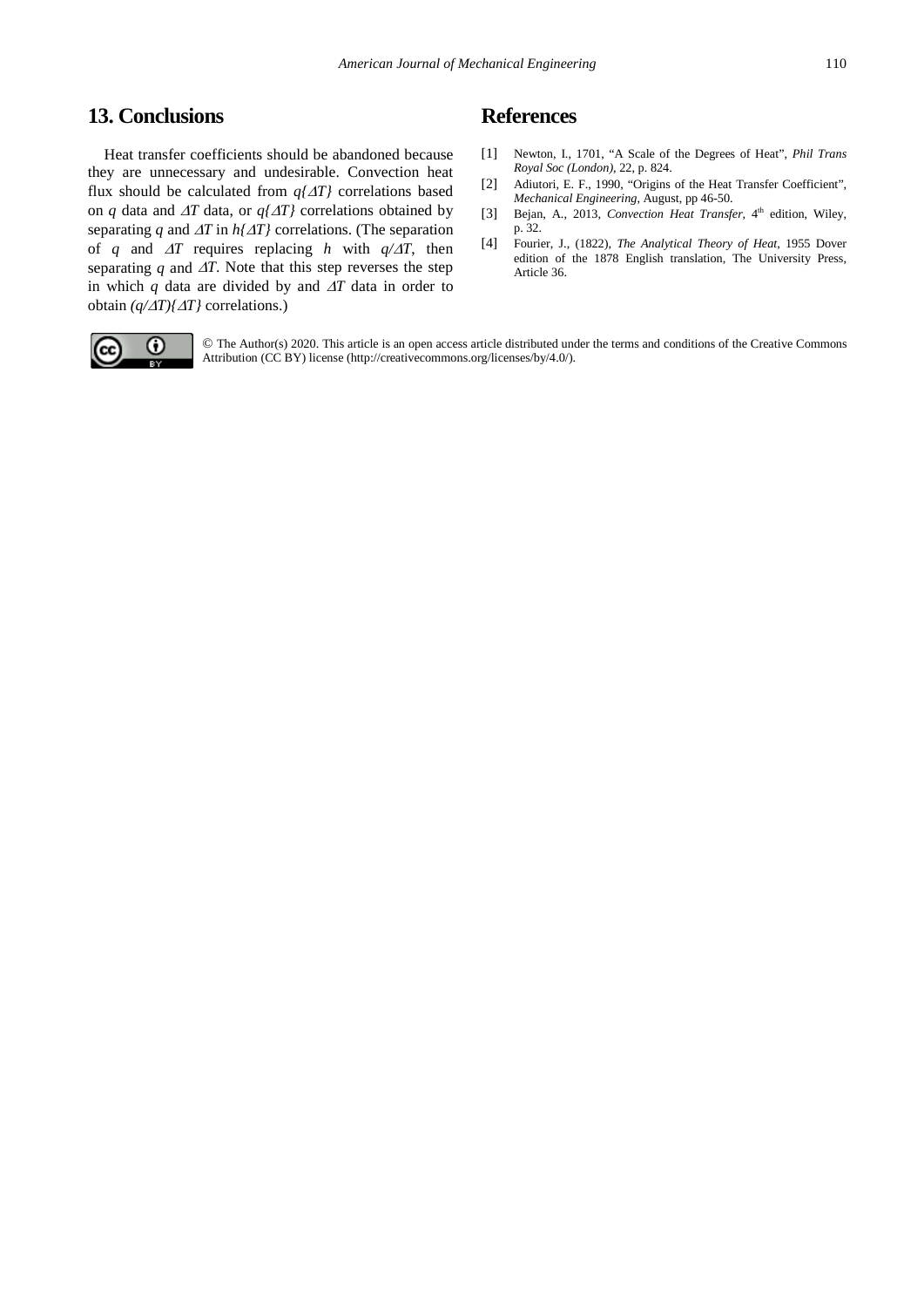## 13. Conclusions

Heat transfer coefficients should be abandoned because they are unnecessary and undesirable. Convection heat flux should be calculated from $q\{\Delta T\}$ correlations based on $q$ data and $\Delta T$ data, or $q\{\Delta T\}$ correlations obtained by separating $q$ and $\Delta T$ in $h\{\Delta T\}$ correlations. (The separation of $q$ and $\Delta T$ requires replacing $h$ with $q/\Delta T$, then separating $q$ and $\Delta T$. Note that this step reverses the step in which $q$ data are divided by and $\Delta T$ data in order to obtain $(q/\Delta T)\{\Delta T\}$ correlations.)

## References

[1] Newton, I., 1701, "A Scale of the Degrees of Heat", *Phil Trans Royal Soc (London)*, 22, p. 824.

[2] Adiutori, E. F., 1990, "Origins of the Heat Transfer Coefficient", *Mechanical Engineering*, August, pp 46-50.

[3] Bejan, A., 2013, *Convection Heat Transfer*, 4th edition, Wiley, p. 32.

[4] Fourier, J., (1822), *The Analytical Theory of Heat*, 1955 Dover edition of the 1878 English translation, The University Press, Article 36.

© The Author(s) 2020. This article is an open access article distributed under the terms and conditions of the Creative Commons Attribution (CC BY) license (http://creativecommons.org/licenses/by/4.0/).